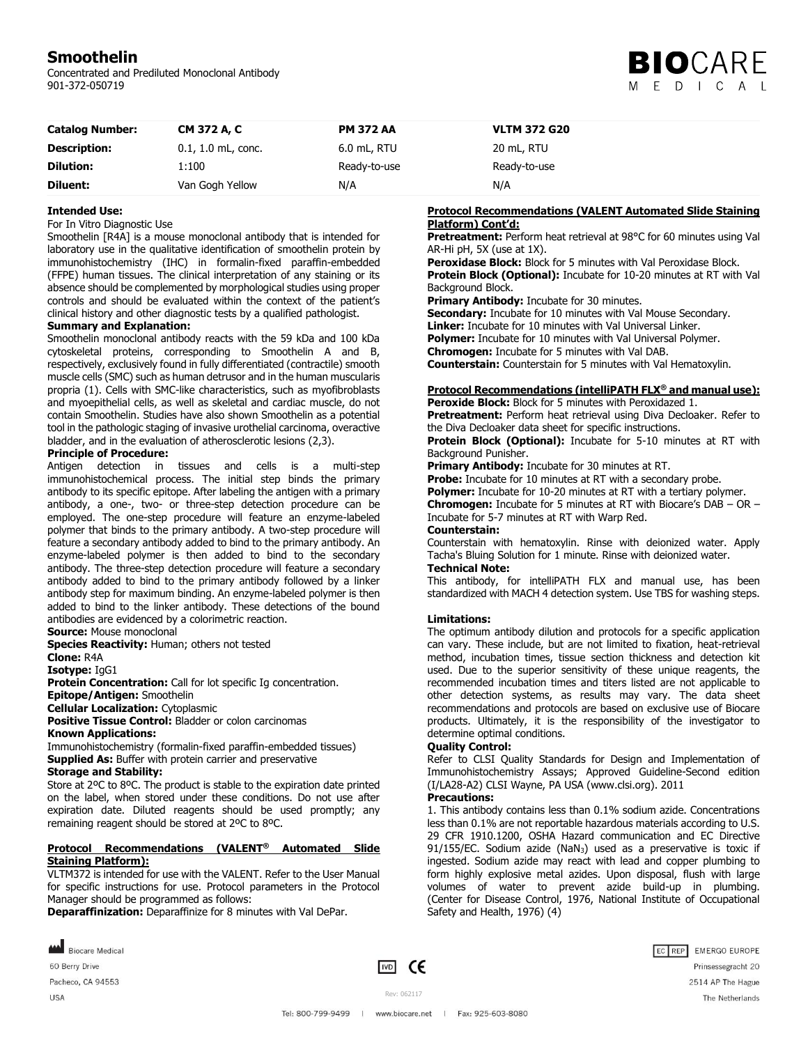# Smoothelin

Concentrated and Prediluted Monoclonal Antibody
901-372-050719

**BIOCARE** MEDICAL

| **Catalog Number:** | **CM 372 A, C** | **PM 372 AA** | **VLTM 372 G20** |
|---|---|---|---|
| **Description:** | 0.1, 1.0 mL, conc. | 6.0 mL, RTU | 20 mL, RTU |
| **Dilution:** | 1:100 | Ready-to-use | Ready-to-use |
| **Diluent:** | Van Gogh Yellow | N/A | N/A |

**Intended Use:**

For In Vitro Diagnostic Use

Smoothelin [R4A] is a mouse monoclonal antibody that is intended for laboratory use in the qualitative identification of smoothelin protein by immunohistochemistry (IHC) in formalin-fixed paraffin-embedded (FFPE) human tissues. The clinical interpretation of any staining or its absence should be complemented by morphological studies using proper controls and should be evaluated within the context of the patient's clinical history and other diagnostic tests by a qualified pathologist.

**Summary and Explanation:**

Smoothelin monoclonal antibody reacts with the 59 kDa and 100 kDa cytoskeletal proteins, corresponding to Smoothelin A and B, respectively, exclusively found in fully differentiated (contractile) smooth muscle cells (SMC) such as human detrusor and in the human muscularis propria (1). Cells with SMC-like characteristics, such as myofibroblasts and myoepithelial cells, as well as skeletal and cardiac muscle, do not contain Smoothelin. Studies have also shown Smoothelin as a potential tool in the pathologic staging of invasive urothelial carcinoma, overactive bladder, and in the evaluation of atherosclerotic lesions (2,3).

**Principle of Procedure:**

Antigen detection in tissues and cells is a multi-step immunohistochemical process. The initial step binds the primary antibody to its specific epitope. After labeling the antigen with a primary antibody, a one-, two- or three-step detection procedure can be employed. The one-step procedure will feature an enzyme-labeled polymer that binds to the primary antibody. A two-step procedure will feature a secondary antibody added to bind to the primary antibody. An enzyme-labeled polymer is then added to bind to the secondary antibody. The three-step detection procedure will feature a secondary antibody added to bind to the primary antibody followed by a linker antibody step for maximum binding. An enzyme-labeled polymer is then added to bind to the linker antibody. These detections of the bound antibodies are evidenced by a colorimetric reaction.

**Source:** Mouse monoclonal

**Species Reactivity:** Human; others not tested

**Clone:** R4A

**Isotype:** IgG1

**Protein Concentration:** Call for lot specific Ig concentration.

**Epitope/Antigen:** Smoothelin

**Cellular Localization:** Cytoplasmic

**Positive Tissue Control:** Bladder or colon carcinomas

**Known Applications:**

Immunohistochemistry (formalin-fixed paraffin-embedded tissues)

**Supplied As:** Buffer with protein carrier and preservative

**Storage and Stability:**

Store at 2ºC to 8ºC. The product is stable to the expiration date printed on the label, when stored under these conditions. Do not use after expiration date. Diluted reagents should be used promptly; any remaining reagent should be stored at 2ºC to 8ºC.

**Protocol Recommendations (VALENT® Automated Slide Staining Platform):**

VLTM372 is intended for use with the VALENT. Refer to the User Manual for specific instructions for use. Protocol parameters in the Protocol Manager should be programmed as follows:

**Deparaffinization:** Deparaffinize for 8 minutes with Val DePar.

**Protocol Recommendations (VALENT Automated Slide Staining Platform) Cont'd:**

**Pretreatment:** Perform heat retrieval at 98°C for 60 minutes using Val AR-Hi pH, 5X (use at 1X).

**Peroxidase Block:** Block for 5 minutes with Val Peroxidase Block.

**Protein Block (Optional):** Incubate for 10-20 minutes at RT with Val Background Block.

**Primary Antibody:** Incubate for 30 minutes.

**Secondary:** Incubate for 10 minutes with Val Mouse Secondary.

**Linker:** Incubate for 10 minutes with Val Universal Linker.

**Polymer:** Incubate for 10 minutes with Val Universal Polymer.

**Chromogen:** Incubate for 5 minutes with Val DAB.

**Counterstain:** Counterstain for 5 minutes with Val Hematoxylin.

**Protocol Recommendations (intelliPATH FLX® and manual use):**

**Peroxide Block:** Block for 5 minutes with Peroxidazed 1.

**Pretreatment:** Perform heat retrieval using Diva Decloaker. Refer to the Diva Decloaker data sheet for specific instructions.

**Protein Block (Optional):** Incubate for 5-10 minutes at RT with Background Punisher.

**Primary Antibody:** Incubate for 30 minutes at RT.

**Probe:** Incubate for 10 minutes at RT with a secondary probe.

**Polymer:** Incubate for 10-20 minutes at RT with a tertiary polymer.

**Chromogen:** Incubate for 5 minutes at RT with Biocare's DAB – OR – Incubate for 5-7 minutes at RT with Warp Red.

**Counterstain:**

Counterstain with hematoxylin. Rinse with deionized water. Apply Tacha's Bluing Solution for 1 minute. Rinse with deionized water.

**Technical Note:**

This antibody, for intelliPATH FLX and manual use, has been standardized with MACH 4 detection system. Use TBS for washing steps.

**Limitations:**

The optimum antibody dilution and protocols for a specific application can vary. These include, but are not limited to fixation, heat-retrieval method, incubation times, tissue section thickness and detection kit used. Due to the superior sensitivity of these unique reagents, the recommended incubation times and titers listed are not applicable to other detection systems, as results may vary. The data sheet recommendations and protocols are based on exclusive use of Biocare products. Ultimately, it is the responsibility of the investigator to determine optimal conditions.

**Quality Control:**

Refer to CLSI Quality Standards for Design and Implementation of Immunohistochemistry Assays; Approved Guideline-Second edition (I/LA28-A2) CLSI Wayne, PA USA (www.clsi.org). 2011

**Precautions:**

1. This antibody contains less than 0.1% sodium azide. Concentrations less than 0.1% are not reportable hazardous materials according to U.S. 29 CFR 1910.1200, OSHA Hazard communication and EC Directive 91/155/EC. Sodium azide ($NaN_3$) used as a preservative is toxic if ingested. Sodium azide may react with lead and copper plumbing to form highly explosive metal azides. Upon disposal, flush with large volumes of water to prevent azide build-up in plumbing. (Center for Disease Control, 1976, National Institute of Occupational Safety and Health, 1976) (4)

Biocare Medical
60 Berry Drive
Pacheco, CA 94553
USA

IVD CE

Rev: 062117

EC REP EMERGO EUROPE
Prinsessegracht 20
2514 AP The Hague
The Netherlands

Tel: 800-799-9499 | www.biocare.net | Fax: 925-603-8080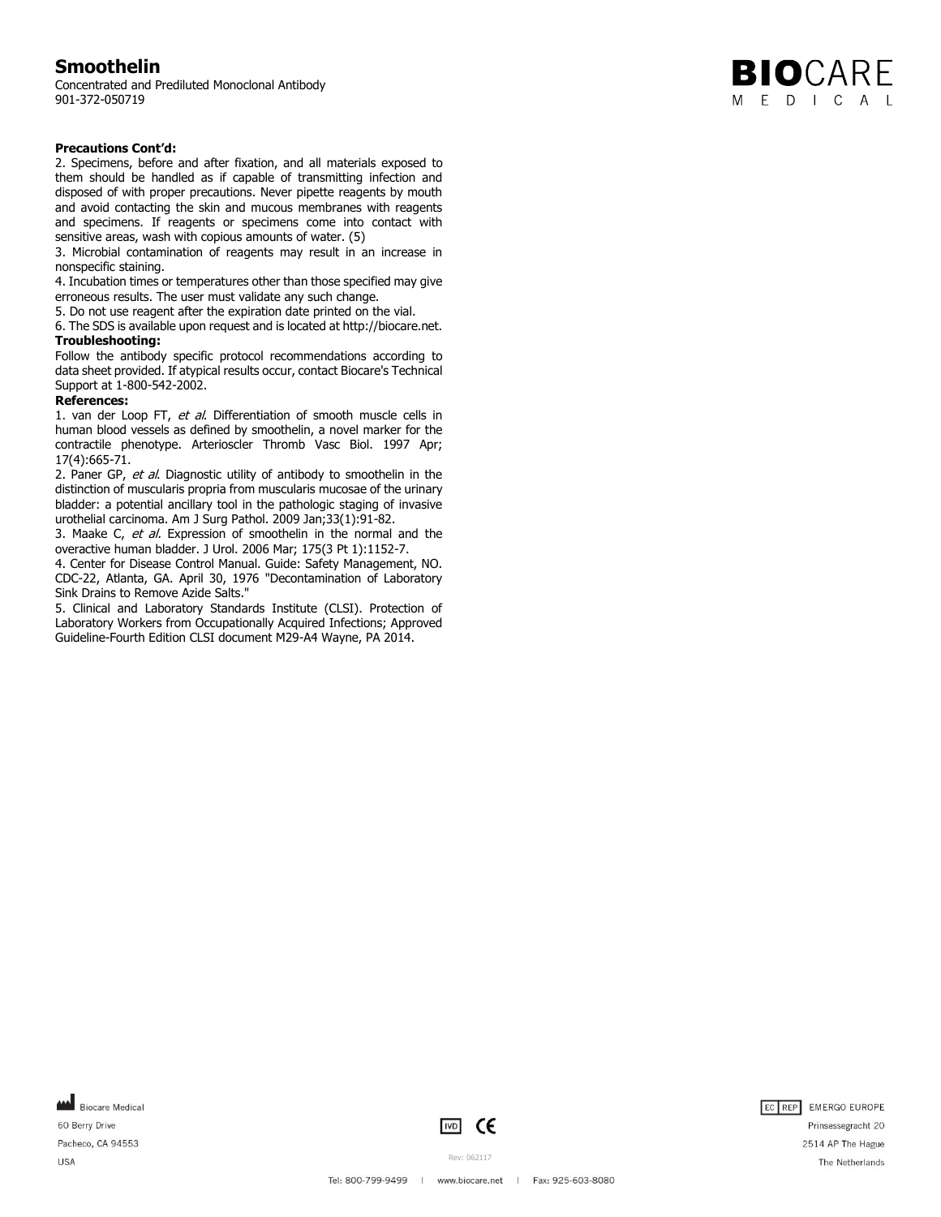**Precautions Cont'd:**

2. Specimens, before and after fixation, and all materials exposed to them should be handled as if capable of transmitting infection and disposed of with proper precautions. Never pipette reagents by mouth and avoid contacting the skin and mucous membranes with reagents and specimens. If reagents or specimens come into contact with sensitive areas, wash with copious amounts of water. (5)
3. Microbial contamination of reagents may result in an increase in nonspecific staining.
4. Incubation times or temperatures other than those specified may give erroneous results. The user must validate any such change.
5. Do not use reagent after the expiration date printed on the vial.
6. The SDS is available upon request and is located at http://biocare.net.

**Troubleshooting:**

Follow the antibody specific protocol recommendations according to data sheet provided. If atypical results occur, contact Biocare's Technical Support at 1-800-542-2002.

**References:**

1. van der Loop FT, *et al*. Differentiation of smooth muscle cells in human blood vessels as defined by smoothelin, a novel marker for the contractile phenotype. Arterioscler Thromb Vasc Biol. 1997 Apr; 17(4):665-71.
2. Paner GP, *et al*. Diagnostic utility of antibody to smoothelin in the distinction of muscularis propria from muscularis mucosae of the urinary bladder: a potential ancillary tool in the pathologic staging of invasive urothelial carcinoma. Am J Surg Pathol. 2009 Jan;33(1):91-82.
3. Maake C, *et al.* Expression of smoothelin in the normal and the overactive human bladder. J Urol. 2006 Mar; 175(3 Pt 1):1152-7.
4. Center for Disease Control Manual. Guide: Safety Management, NO. CDC-22, Atlanta, GA. April 30, 1976 "Decontamination of Laboratory Sink Drains to Remove Azide Salts."
5. Clinical and Laboratory Standards Institute (CLSI). Protection of Laboratory Workers from Occupationally Acquired Infections; Approved Guideline-Fourth Edition CLSI document M29-A4 Wayne, PA 2014.

Biocare Medical
60 Berry Drive
Pacheco, CA 94553
USA

IVD CE

Rev: 062117

EC REP EMERGO EUROPE
Prinsessegracht 20
2514 AP The Hague
The Netherlands

Tel: 800-799-9499 | www.biocare.net | Fax: 925-603-8080